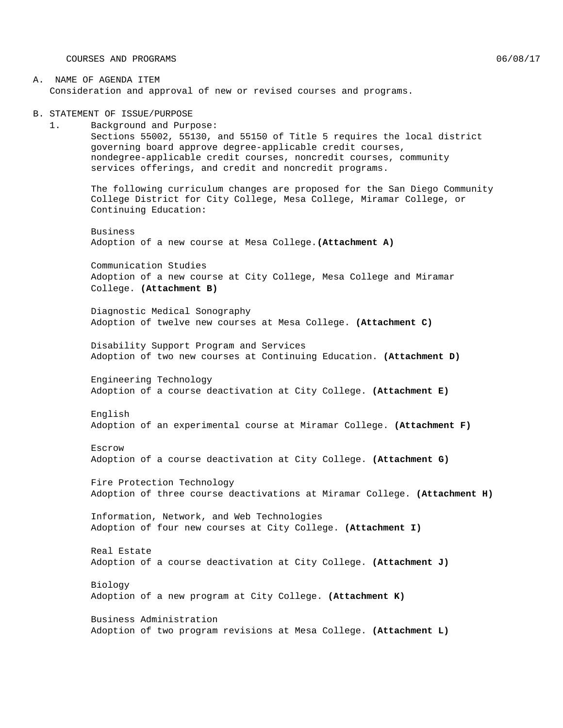COURSES AND PROGRAMS 06/08/17

A. NAME OF AGENDA ITEM
Consideration and approval of new or revised courses and programs.

B. STATEMENT OF ISSUE/PURPOSE

1. Background and Purpose:
Sections 55002, 55130, and 55150 of Title 5 requires the local district governing board approve degree-applicable credit courses, nondegree-applicable credit courses, noncredit courses, community services offerings, and credit and noncredit programs.

The following curriculum changes are proposed for the San Diego Community College District for City College, Mesa College, Miramar College, or Continuing Education:

Business
Adoption of a new course at Mesa College. **(Attachment A)**

Communication Studies
Adoption of a new course at City College, Mesa College and Miramar College. **(Attachment B)**

Diagnostic Medical Sonography
Adoption of twelve new courses at Mesa College. **(Attachment C)**

Disability Support Program and Services
Adoption of two new courses at Continuing Education. **(Attachment D)**

Engineering Technology
Adoption of a course deactivation at City College. **(Attachment E)**

English
Adoption of an experimental course at Miramar College. **(Attachment F)**

Escrow
Adoption of a course deactivation at City College. **(Attachment G)**

Fire Protection Technology
Adoption of three course deactivations at Miramar College. **(Attachment H)**

Information, Network, and Web Technologies
Adoption of four new courses at City College. **(Attachment I)**

Real Estate
Adoption of a course deactivation at City College. **(Attachment J)**

Biology
Adoption of a new program at City College. **(Attachment K)**

Business Administration
Adoption of two program revisions at Mesa College. **(Attachment L)**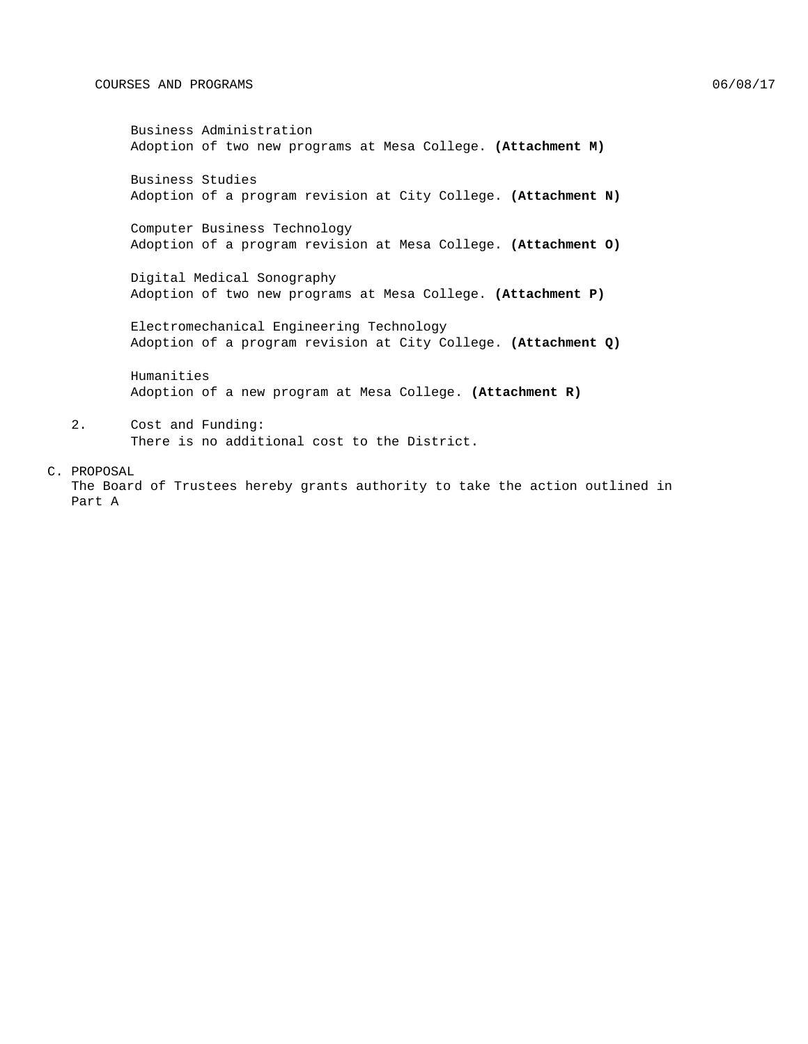Business Administration
Adoption of two new programs at Mesa College. **(Attachment M)**

Business Studies
Adoption of a program revision at City College. **(Attachment N)**

Computer Business Technology
Adoption of a program revision at Mesa College. **(Attachment O)**

Digital Medical Sonography
Adoption of two new programs at Mesa College. **(Attachment P)**

Electromechanical Engineering Technology
Adoption of a program revision at City College. **(Attachment Q)**

Humanities
Adoption of a new program at Mesa College. **(Attachment R)**

2. Cost and Funding:
There is no additional cost to the District.

C. PROPOSAL
The Board of Trustees hereby grants authority to take the action outlined in Part A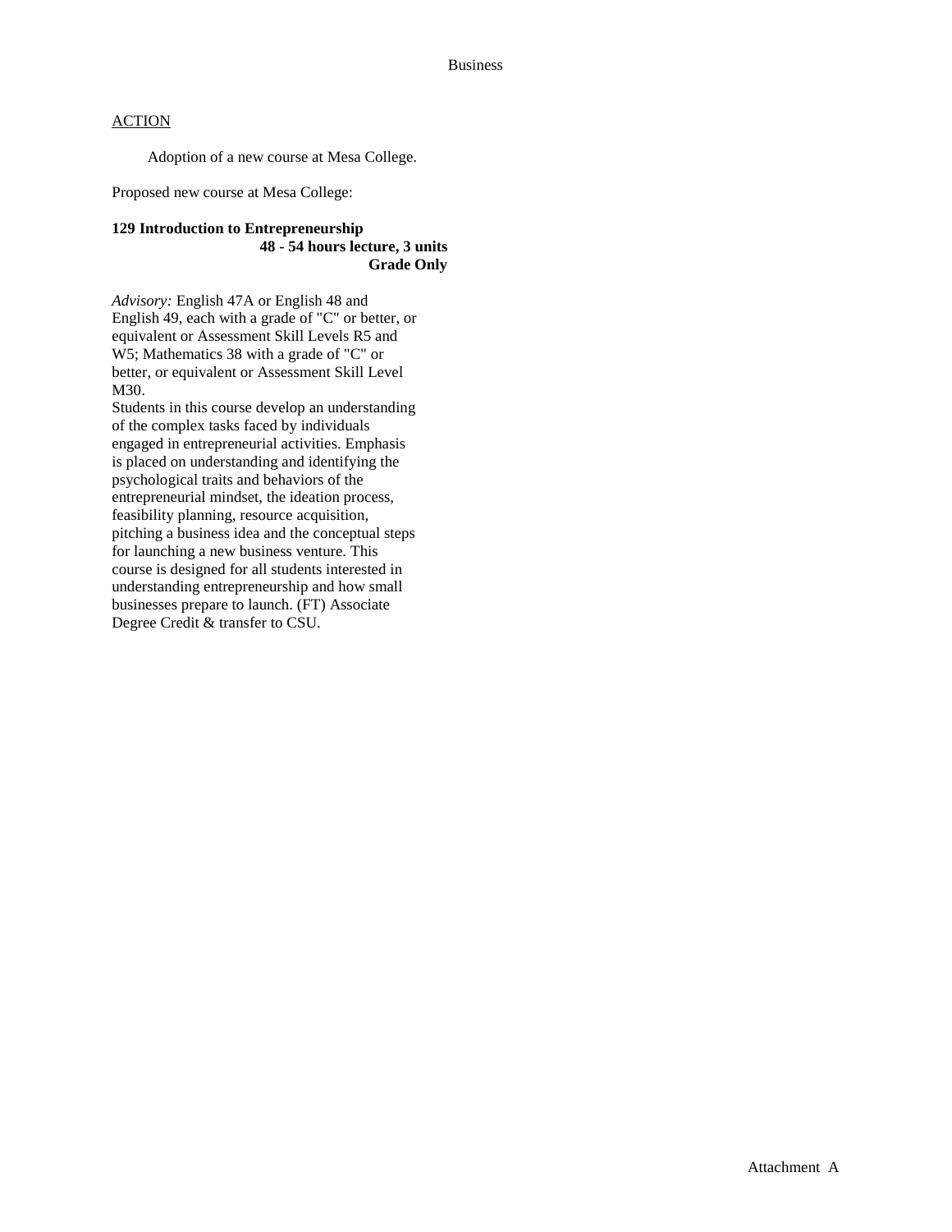Business

ACTION

Adoption of a new course at Mesa College.

Proposed new course at Mesa College:

**129 Introduction to Entrepreneurship**
**48 - 54 hours lecture, 3 units**
**Grade Only**

*Advisory:* English 47A or English 48 and English 49, each with a grade of "C" or better, or equivalent or Assessment Skill Levels R5 and W5; Mathematics 38 with a grade of "C" or better, or equivalent or Assessment Skill Level M30.
Students in this course develop an understanding of the complex tasks faced by individuals engaged in entrepreneurial activities. Emphasis is placed on understanding and identifying the psychological traits and behaviors of the entrepreneurial mindset, the ideation process, feasibility planning, resource acquisition, pitching a business idea and the conceptual steps for launching a new business venture. This course is designed for all students interested in understanding entrepreneurship and how small businesses prepare to launch. (FT) Associate Degree Credit & transfer to CSU.

Attachment A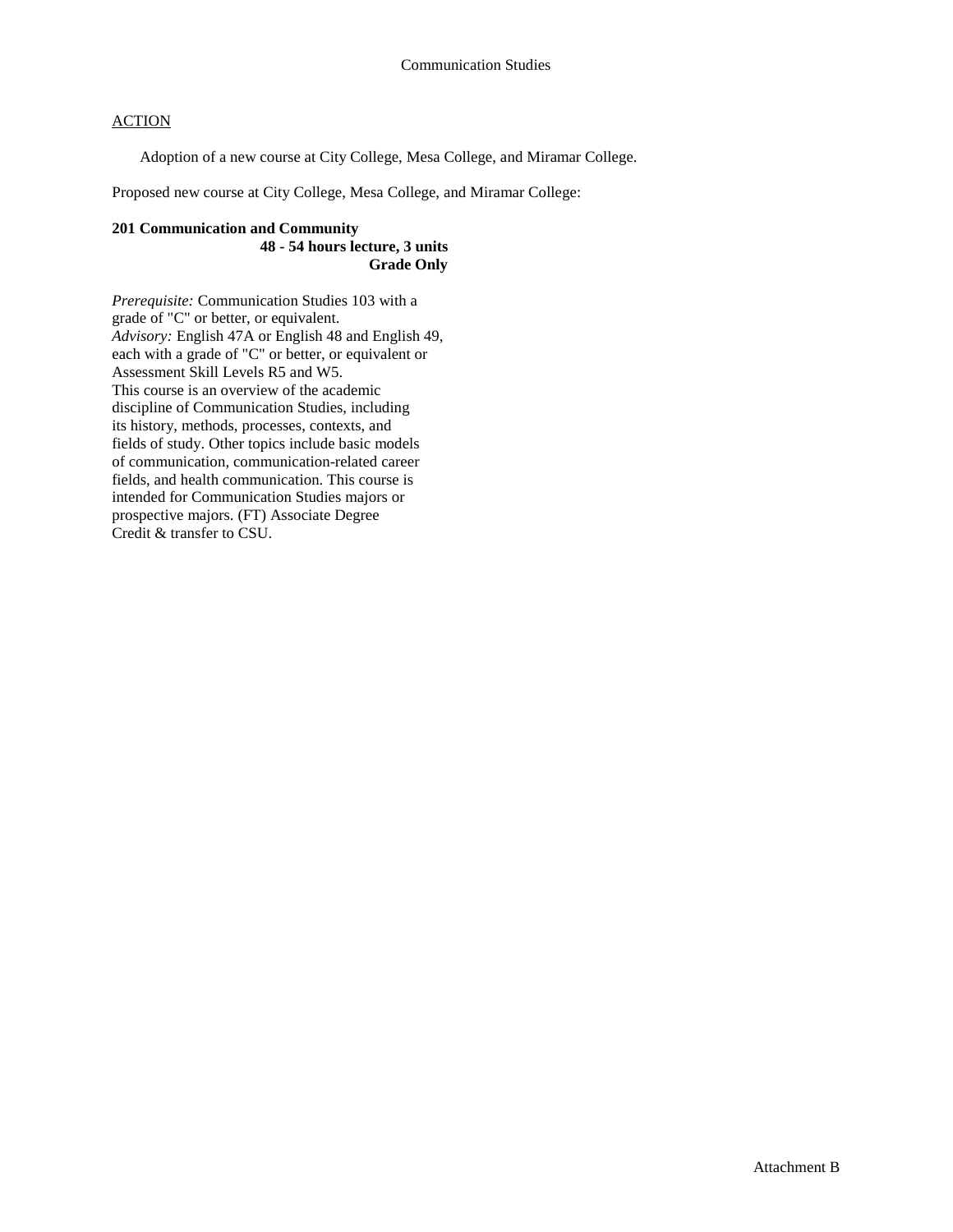Communication Studies

ACTION

Adoption of a new course at City College, Mesa College, and Miramar College.

Proposed new course at City College, Mesa College, and Miramar College:

**201 Communication and Community**
**48 - 54 hours lecture, 3 units**
**Grade Only**

*Prerequisite:* Communication Studies 103 with a grade of "C" or better, or equivalent.
*Advisory:* English 47A or English 48 and English 49, each with a grade of "C" or better, or equivalent or Assessment Skill Levels R5 and W5.
This course is an overview of the academic discipline of Communication Studies, including its history, methods, processes, contexts, and fields of study. Other topics include basic models of communication, communication-related career fields, and health communication. This course is intended for Communication Studies majors or prospective majors. (FT) Associate Degree Credit & transfer to CSU.

Attachment B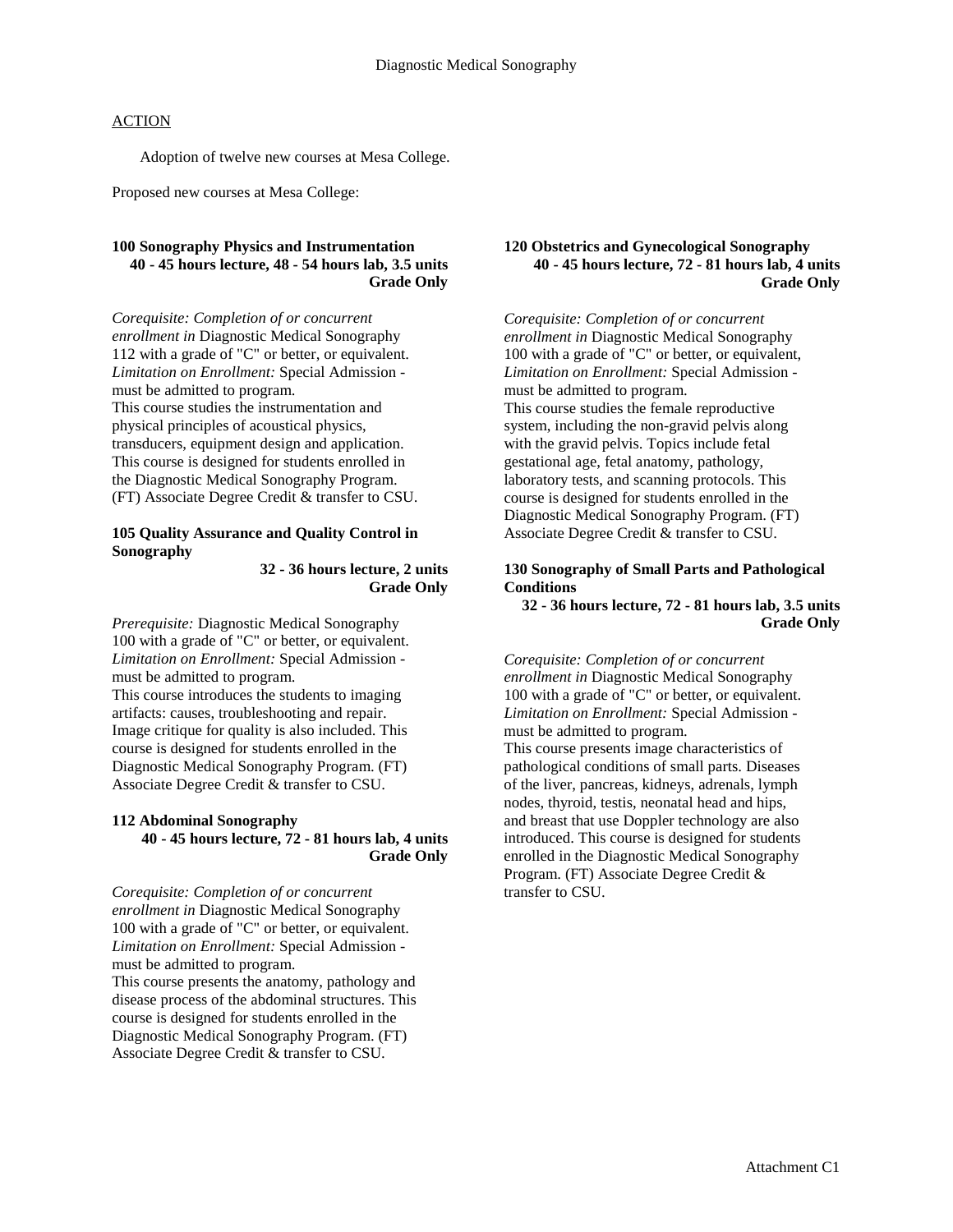# Diagnostic Medical Sonography

ACTION

Adoption of twelve new courses at Mesa College.

Proposed new courses at Mesa College:

**100 Sonography Physics and Instrumentation**
**40 - 45 hours lecture, 48 - 54 hours lab, 3.5 units**
**Grade Only**

*Corequisite: Completion of or concurrent enrollment in* Diagnostic Medical Sonography 112 with a grade of "C" or better, or equivalent. *Limitation on Enrollment:* Special Admission - must be admitted to program.
This course studies the instrumentation and physical principles of acoustical physics, transducers, equipment design and application. This course is designed for students enrolled in the Diagnostic Medical Sonography Program. (FT) Associate Degree Credit & transfer to CSU.

**105 Quality Assurance and Quality Control in Sonography**
**32 - 36 hours lecture, 2 units**
**Grade Only**

*Prerequisite:* Diagnostic Medical Sonography 100 with a grade of "C" or better, or equivalent. *Limitation on Enrollment:* Special Admission - must be admitted to program.
This course introduces the students to imaging artifacts: causes, troubleshooting and repair. Image critique for quality is also included. This course is designed for students enrolled in the Diagnostic Medical Sonography Program. (FT) Associate Degree Credit & transfer to CSU.

**112 Abdominal Sonography**
**40 - 45 hours lecture, 72 - 81 hours lab, 4 units**
**Grade Only**

*Corequisite: Completion of or concurrent enrollment in* Diagnostic Medical Sonography 100 with a grade of "C" or better, or equivalent. *Limitation on Enrollment:* Special Admission - must be admitted to program.
This course presents the anatomy, pathology and disease process of the abdominal structures. This course is designed for students enrolled in the Diagnostic Medical Sonography Program. (FT) Associate Degree Credit & transfer to CSU.

**120 Obstetrics and Gynecological Sonography**
**40 - 45 hours lecture, 72 - 81 hours lab, 4 units**
**Grade Only**

*Corequisite: Completion of or concurrent enrollment in* Diagnostic Medical Sonography 100 with a grade of "C" or better, or equivalent, *Limitation on Enrollment:* Special Admission - must be admitted to program.
This course studies the female reproductive system, including the non-gravid pelvis along with the gravid pelvis. Topics include fetal gestational age, fetal anatomy, pathology, laboratory tests, and scanning protocols. This course is designed for students enrolled in the Diagnostic Medical Sonography Program. (FT) Associate Degree Credit & transfer to CSU.

**130 Sonography of Small Parts and Pathological Conditions**
**32 - 36 hours lecture, 72 - 81 hours lab, 3.5 units**
**Grade Only**

*Corequisite: Completion of or concurrent enrollment in* Diagnostic Medical Sonography 100 with a grade of "C" or better, or equivalent. *Limitation on Enrollment:* Special Admission - must be admitted to program.
This course presents image characteristics of pathological conditions of small parts. Diseases of the liver, pancreas, kidneys, adrenals, lymph nodes, thyroid, testis, neonatal head and hips, and breast that use Doppler technology are also introduced. This course is designed for students enrolled in the Diagnostic Medical Sonography Program. (FT) Associate Degree Credit & transfer to CSU.

Attachment C1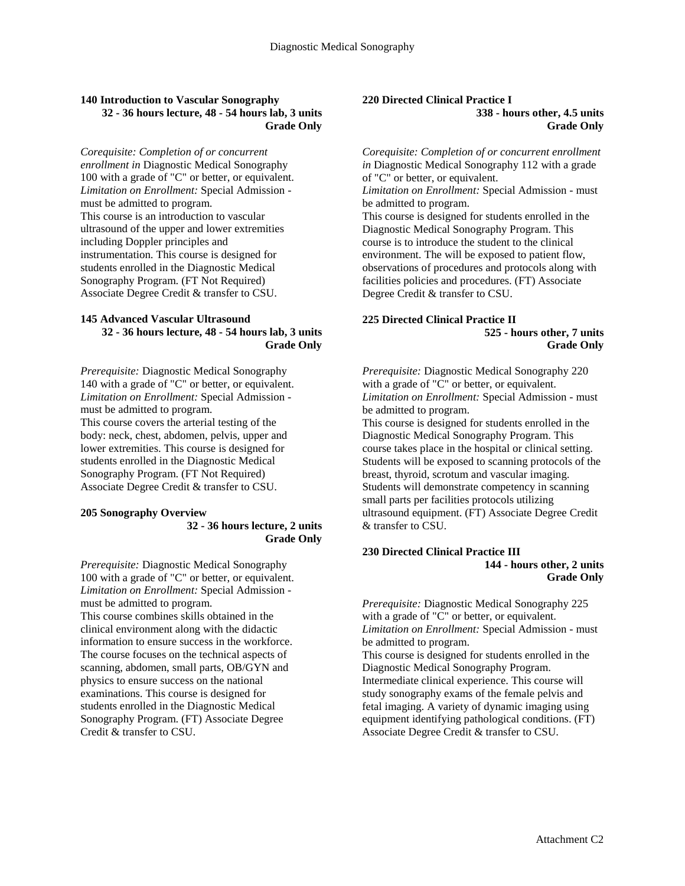### 140 Introduction to Vascular Sonography

**32 - 36 hours lecture, 48 - 54 hours lab, 3 units**
**Grade Only**

*Corequisite: Completion of or concurrent enrollment in* Diagnostic Medical Sonography 100 with a grade of "C" or better, or equivalent.
*Limitation on Enrollment:* Special Admission - must be admitted to program.
This course is an introduction to vascular ultrasound of the upper and lower extremities including Doppler principles and instrumentation. This course is designed for students enrolled in the Diagnostic Medical Sonography Program. (FT Not Required) Associate Degree Credit & transfer to CSU.

### 145 Advanced Vascular Ultrasound

**32 - 36 hours lecture, 48 - 54 hours lab, 3 units**
**Grade Only**

*Prerequisite:* Diagnostic Medical Sonography 140 with a grade of "C" or better, or equivalent.
*Limitation on Enrollment:* Special Admission - must be admitted to program.
This course covers the arterial testing of the body: neck, chest, abdomen, pelvis, upper and lower extremities. This course is designed for students enrolled in the Diagnostic Medical Sonography Program. (FT Not Required) Associate Degree Credit & transfer to CSU.

### 205 Sonography Overview

**32 - 36 hours lecture, 2 units**
**Grade Only**

*Prerequisite:* Diagnostic Medical Sonography 100 with a grade of "C" or better, or equivalent.
*Limitation on Enrollment:* Special Admission - must be admitted to program.
This course combines skills obtained in the clinical environment along with the didactic information to ensure success in the workforce. The course focuses on the technical aspects of scanning, abdomen, small parts, OB/GYN and physics to ensure success on the national examinations. This course is designed for students enrolled in the Diagnostic Medical Sonography Program. (FT) Associate Degree Credit & transfer to CSU.

### 220 Directed Clinical Practice I

**338 - hours other, 4.5 units**
**Grade Only**

*Corequisite: Completion of or concurrent enrollment in* Diagnostic Medical Sonography 112 with a grade of "C" or better, or equivalent.
*Limitation on Enrollment:* Special Admission - must be admitted to program.
This course is designed for students enrolled in the Diagnostic Medical Sonography Program. This course is to introduce the student to the clinical environment. The will be exposed to patient flow, observations of procedures and protocols along with facilities policies and procedures. (FT) Associate Degree Credit & transfer to CSU.

### 225 Directed Clinical Practice II

**525 - hours other, 7 units**
**Grade Only**

*Prerequisite:* Diagnostic Medical Sonography 220 with a grade of "C" or better, or equivalent.
*Limitation on Enrollment:* Special Admission - must be admitted to program.
This course is designed for students enrolled in the Diagnostic Medical Sonography Program. This course takes place in the hospital or clinical setting. Students will be exposed to scanning protocols of the breast, thyroid, scrotum and vascular imaging. Students will demonstrate competency in scanning small parts per facilities protocols utilizing ultrasound equipment. (FT) Associate Degree Credit & transfer to CSU.

### 230 Directed Clinical Practice III

**144 - hours other, 2 units**
**Grade Only**

*Prerequisite:* Diagnostic Medical Sonography 225 with a grade of "C" or better, or equivalent.
*Limitation on Enrollment:* Special Admission - must be admitted to program.
This course is designed for students enrolled in the Diagnostic Medical Sonography Program. Intermediate clinical experience. This course will study sonography exams of the female pelvis and fetal imaging. A variety of dynamic imaging using equipment identifying pathological conditions. (FT) Associate Degree Credit & transfer to CSU.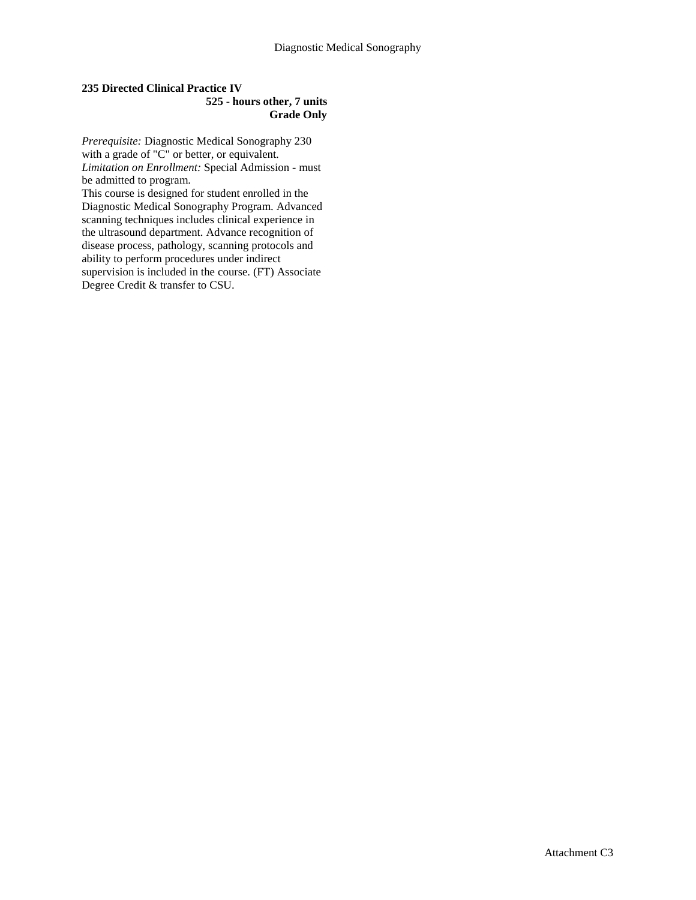**235 Directed Clinical Practice IV**

**525 - hours other, 7 units**

**Grade Only**

*Prerequisite:* Diagnostic Medical Sonography 230 with a grade of "C" or better, or equivalent.

*Limitation on Enrollment:* Special Admission - must be admitted to program.

This course is designed for student enrolled in the Diagnostic Medical Sonography Program. Advanced scanning techniques includes clinical experience in the ultrasound department. Advance recognition of disease process, pathology, scanning protocols and ability to perform procedures under indirect supervision is included in the course. (FT) Associate Degree Credit & transfer to CSU.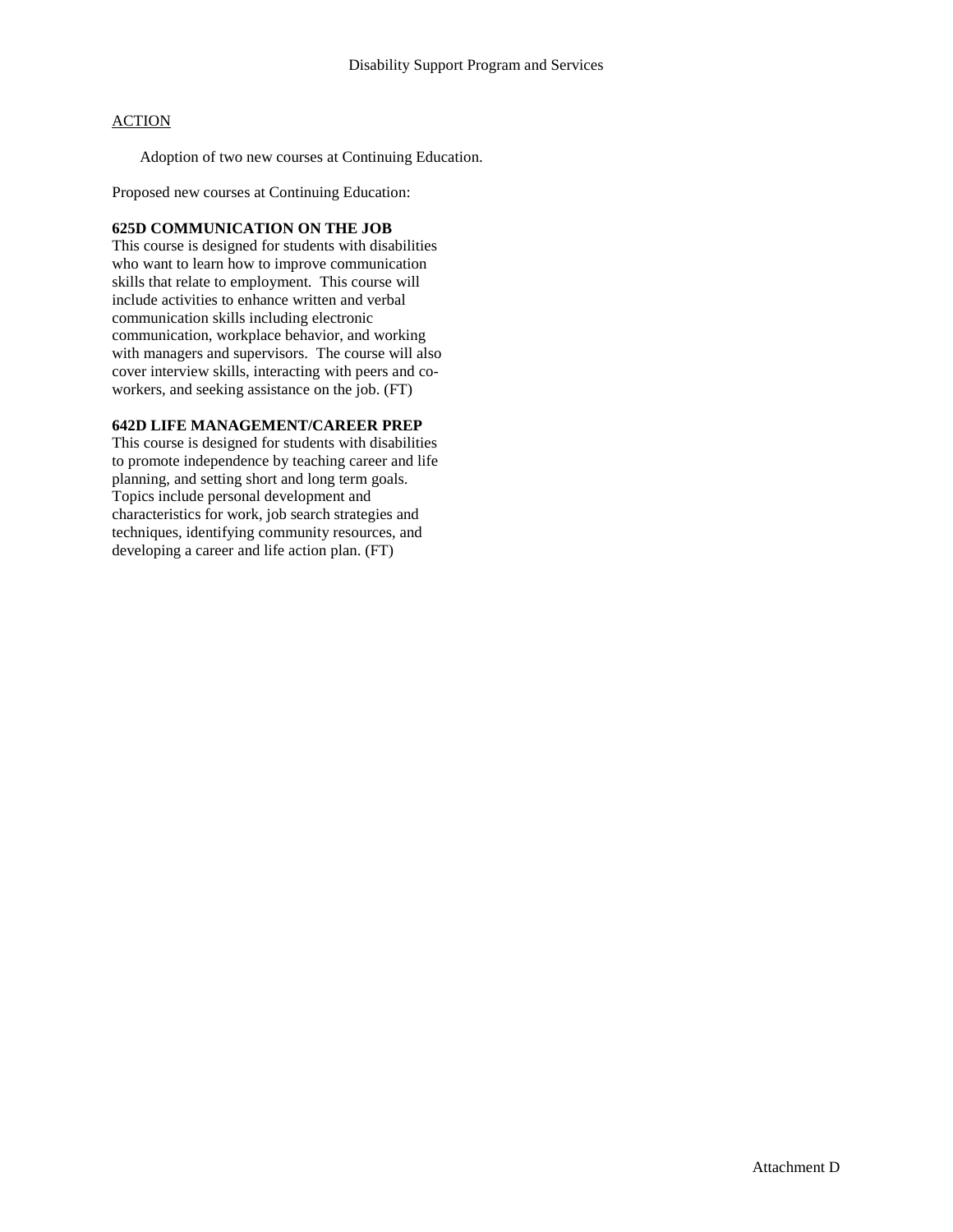Disability Support Program and Services

ACTION

Adoption of two new courses at Continuing Education.

Proposed new courses at Continuing Education:

**625D COMMUNICATION ON THE JOB**

This course is designed for students with disabilities who want to learn how to improve communication skills that relate to employment. This course will include activities to enhance written and verbal communication skills including electronic communication, workplace behavior, and working with managers and supervisors. The course will also cover interview skills, interacting with peers and co-workers, and seeking assistance on the job. (FT)

**642D LIFE MANAGEMENT/CAREER PREP**

This course is designed for students with disabilities to promote independence by teaching career and life planning, and setting short and long term goals. Topics include personal development and characteristics for work, job search strategies and techniques, identifying community resources, and developing a career and life action plan. (FT)

Attachment D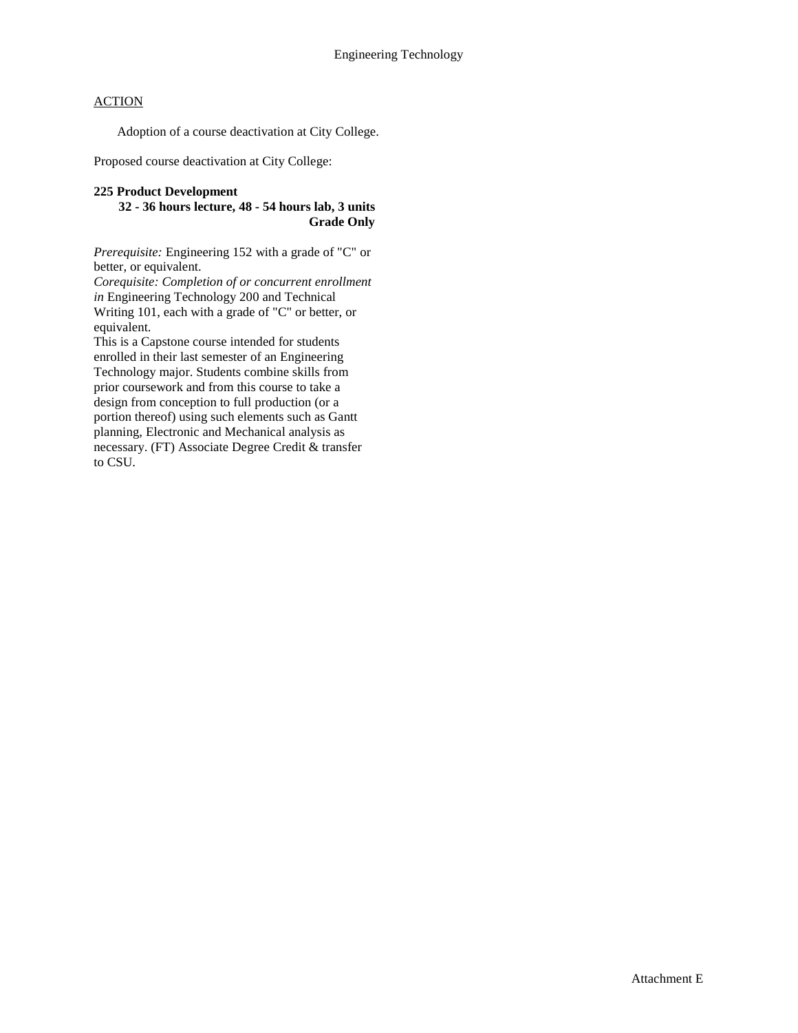Engineering Technology

ACTION

Adoption of a course deactivation at City College.

Proposed course deactivation at City College:

**225 Product Development**
**32 - 36 hours lecture, 48 - 54 hours lab, 3 units**
**Grade Only**

*Prerequisite:* Engineering 152 with a grade of "C" or better, or equivalent.
*Corequisite: Completion of or concurrent enrollment in* Engineering Technology 200 and Technical Writing 101, each with a grade of "C" or better, or equivalent.
This is a Capstone course intended for students enrolled in their last semester of an Engineering Technology major. Students combine skills from prior coursework and from this course to take a design from conception to full production (or a portion thereof) using such elements such as Gantt planning, Electronic and Mechanical analysis as necessary. (FT) Associate Degree Credit & transfer to CSU.

Attachment E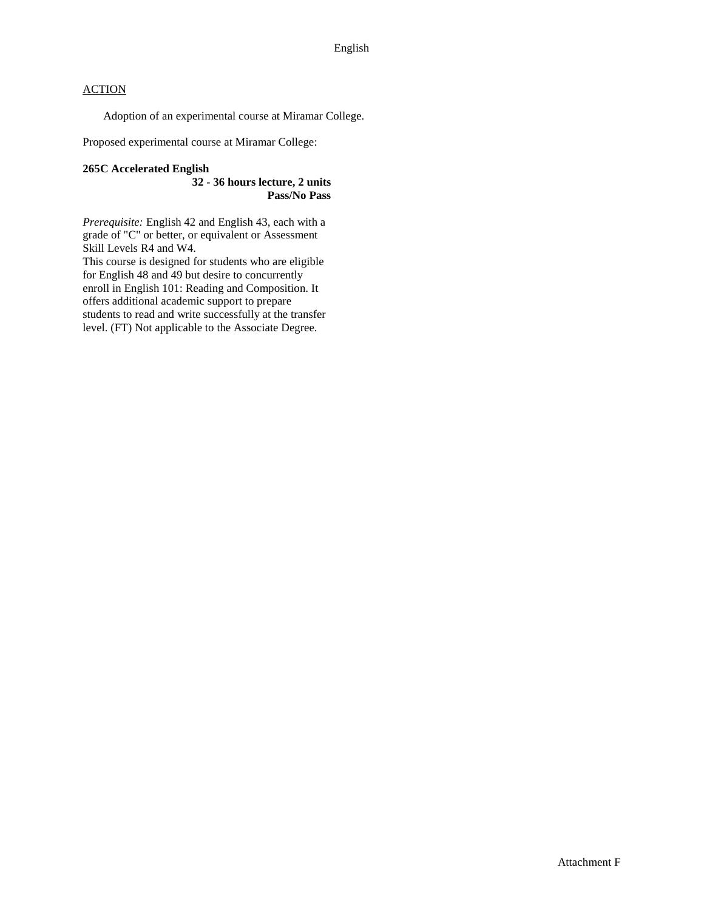English

ACTION

Adoption of an experimental course at Miramar College.

Proposed experimental course at Miramar College:

**265C Accelerated English**
**32 - 36 hours lecture, 2 units**
**Pass/No Pass**

*Prerequisite:* English 42 and English 43, each with a grade of "C" or better, or equivalent or Assessment Skill Levels R4 and W4.
This course is designed for students who are eligible for English 48 and 49 but desire to concurrently enroll in English 101: Reading and Composition. It offers additional academic support to prepare students to read and write successfully at the transfer level. (FT) Not applicable to the Associate Degree.

Attachment F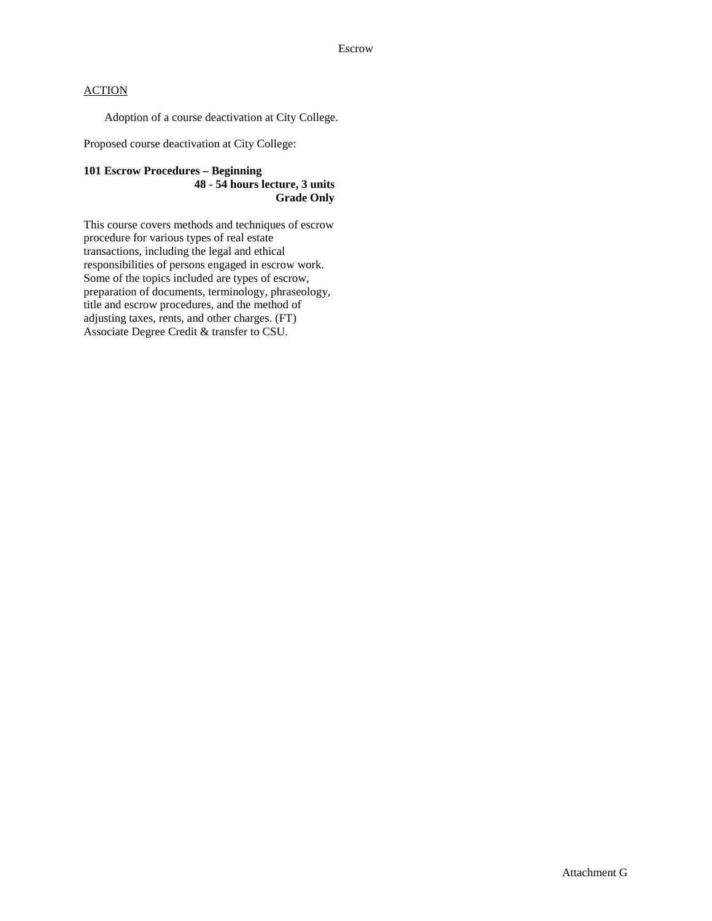Escrow

ACTION

Adoption of a course deactivation at City College.

Proposed course deactivation at City College:

**101 Escrow Procedures – Beginning**
**48 - 54 hours lecture, 3 units**
**Grade Only**

This course covers methods and techniques of escrow procedure for various types of real estate transactions, including the legal and ethical responsibilities of persons engaged in escrow work. Some of the topics included are types of escrow, preparation of documents, terminology, phraseology, title and escrow procedures, and the method of adjusting taxes, rents, and other charges. (FT) Associate Degree Credit & transfer to CSU.

Attachment G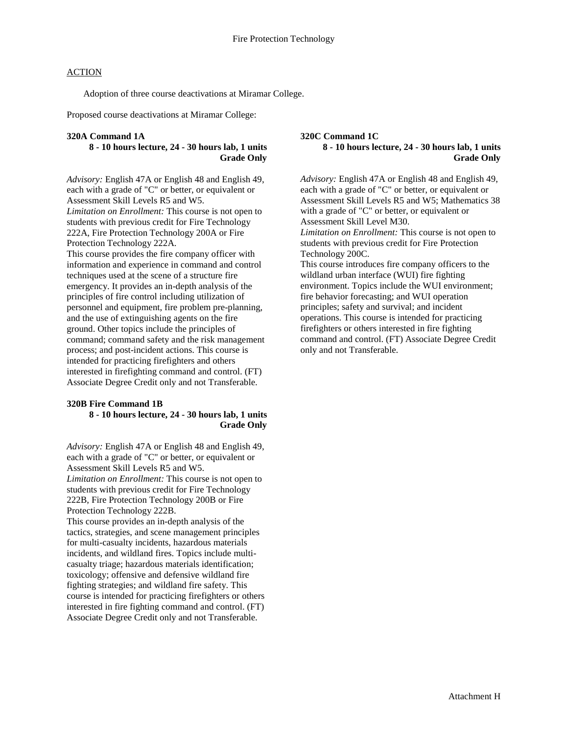Fire Protection Technology

<u>ACTION</u>

Adoption of three course deactivations at Miramar College.

Proposed course deactivations at Miramar College:

**320A Command 1A**
**8 - 10 hours lecture, 24 - 30 hours lab, 1 units**
**Grade Only**

*Advisory:* English 47A or English 48 and English 49, each with a grade of "C" or better, or equivalent or Assessment Skill Levels R5 and W5.
*Limitation on Enrollment:* This course is not open to students with previous credit for Fire Technology 222A, Fire Protection Technology 200A or Fire Protection Technology 222A.
This course provides the fire company officer with information and experience in command and control techniques used at the scene of a structure fire emergency. It provides an in-depth analysis of the principles of fire control including utilization of personnel and equipment, fire problem pre-planning, and the use of extinguishing agents on the fire ground. Other topics include the principles of command; command safety and the risk management process; and post-incident actions. This course is intended for practicing firefighters and others interested in firefighting command and control. (FT) Associate Degree Credit only and not Transferable.

**320B Fire Command 1B**
**8 - 10 hours lecture, 24 - 30 hours lab, 1 units**
**Grade Only**

*Advisory:* English 47A or English 48 and English 49, each with a grade of "C" or better, or equivalent or Assessment Skill Levels R5 and W5.
*Limitation on Enrollment:* This course is not open to students with previous credit for Fire Technology 222B, Fire Protection Technology 200B or Fire Protection Technology 222B.
This course provides an in-depth analysis of the tactics, strategies, and scene management principles for multi-casualty incidents, hazardous materials incidents, and wildland fires. Topics include multi-casualty triage; hazardous materials identification; toxicology; offensive and defensive wildland fire fighting strategies; and wildland fire safety. This course is intended for practicing firefighters or others interested in fire fighting command and control. (FT) Associate Degree Credit only and not Transferable.

**320C Command 1C**
**8 - 10 hours lecture, 24 - 30 hours lab, 1 units**
**Grade Only**

*Advisory:* English 47A or English 48 and English 49, each with a grade of "C" or better, or equivalent or Assessment Skill Levels R5 and W5; Mathematics 38 with a grade of "C" or better, or equivalent or Assessment Skill Level M30.
*Limitation on Enrollment:* This course is not open to students with previous credit for Fire Protection Technology 200C.
This course introduces fire company officers to the wildland urban interface (WUI) fire fighting environment. Topics include the WUI environment; fire behavior forecasting; and WUI operation principles; safety and survival; and incident operations. This course is intended for practicing firefighters or others interested in fire fighting command and control. (FT) Associate Degree Credit only and not Transferable.

Attachment H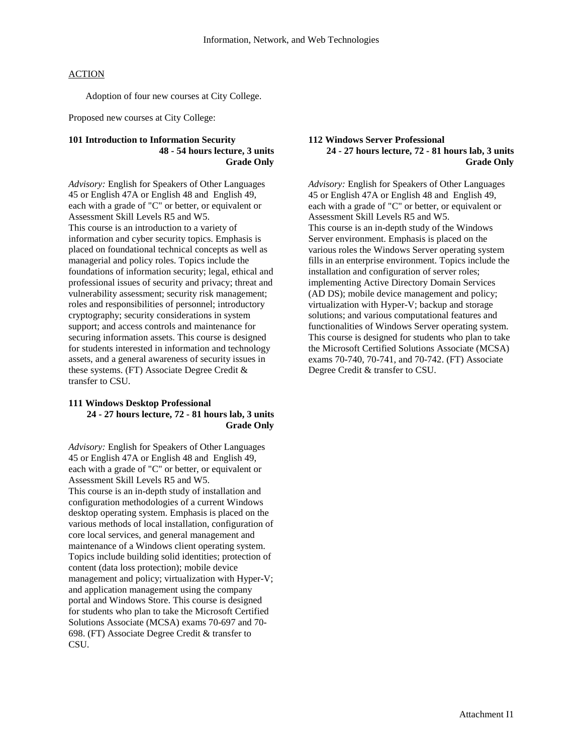ACTION

Adoption of four new courses at City College.

Proposed new courses at City College:

**101 Introduction to Information Security**
**48 - 54 hours lecture, 3 units**
**Grade Only**

*Advisory:* English for Speakers of Other Languages 45 or English 47A or English 48 and English 49, each with a grade of "C" or better, or equivalent or Assessment Skill Levels R5 and W5.
This course is an introduction to a variety of information and cyber security topics. Emphasis is placed on foundational technical concepts as well as managerial and policy roles. Topics include the foundations of information security; legal, ethical and professional issues of security and privacy; threat and vulnerability assessment; security risk management; roles and responsibilities of personnel; introductory cryptography; security considerations in system support; and access controls and maintenance for securing information assets. This course is designed for students interested in information and technology assets, and a general awareness of security issues in these systems. (FT) Associate Degree Credit & transfer to CSU.

**111 Windows Desktop Professional**
**24 - 27 hours lecture, 72 - 81 hours lab, 3 units**
**Grade Only**

*Advisory:* English for Speakers of Other Languages 45 or English 47A or English 48 and English 49, each with a grade of "C" or better, or equivalent or Assessment Skill Levels R5 and W5.
This course is an in-depth study of installation and configuration methodologies of a current Windows desktop operating system. Emphasis is placed on the various methods of local installation, configuration of core local services, and general management and maintenance of a Windows client operating system. Topics include building solid identities; protection of content (data loss protection); mobile device management and policy; virtualization with Hyper-V; and application management using the company portal and Windows Store. This course is designed for students who plan to take the Microsoft Certified Solutions Associate (MCSA) exams 70-697 and 70-698. (FT) Associate Degree Credit & transfer to CSU.

**112 Windows Server Professional**
**24 - 27 hours lecture, 72 - 81 hours lab, 3 units**
**Grade Only**

*Advisory:* English for Speakers of Other Languages 45 or English 47A or English 48 and English 49, each with a grade of "C" or better, or equivalent or Assessment Skill Levels R5 and W5.
This course is an in-depth study of the Windows Server environment. Emphasis is placed on the various roles the Windows Server operating system fills in an enterprise environment. Topics include the installation and configuration of server roles; implementing Active Directory Domain Services (AD DS); mobile device management and policy; virtualization with Hyper-V; backup and storage solutions; and various computational features and functionalities of Windows Server operating system. This course is designed for students who plan to take the Microsoft Certified Solutions Associate (MCSA) exams 70-740, 70-741, and 70-742. (FT) Associate Degree Credit & transfer to CSU.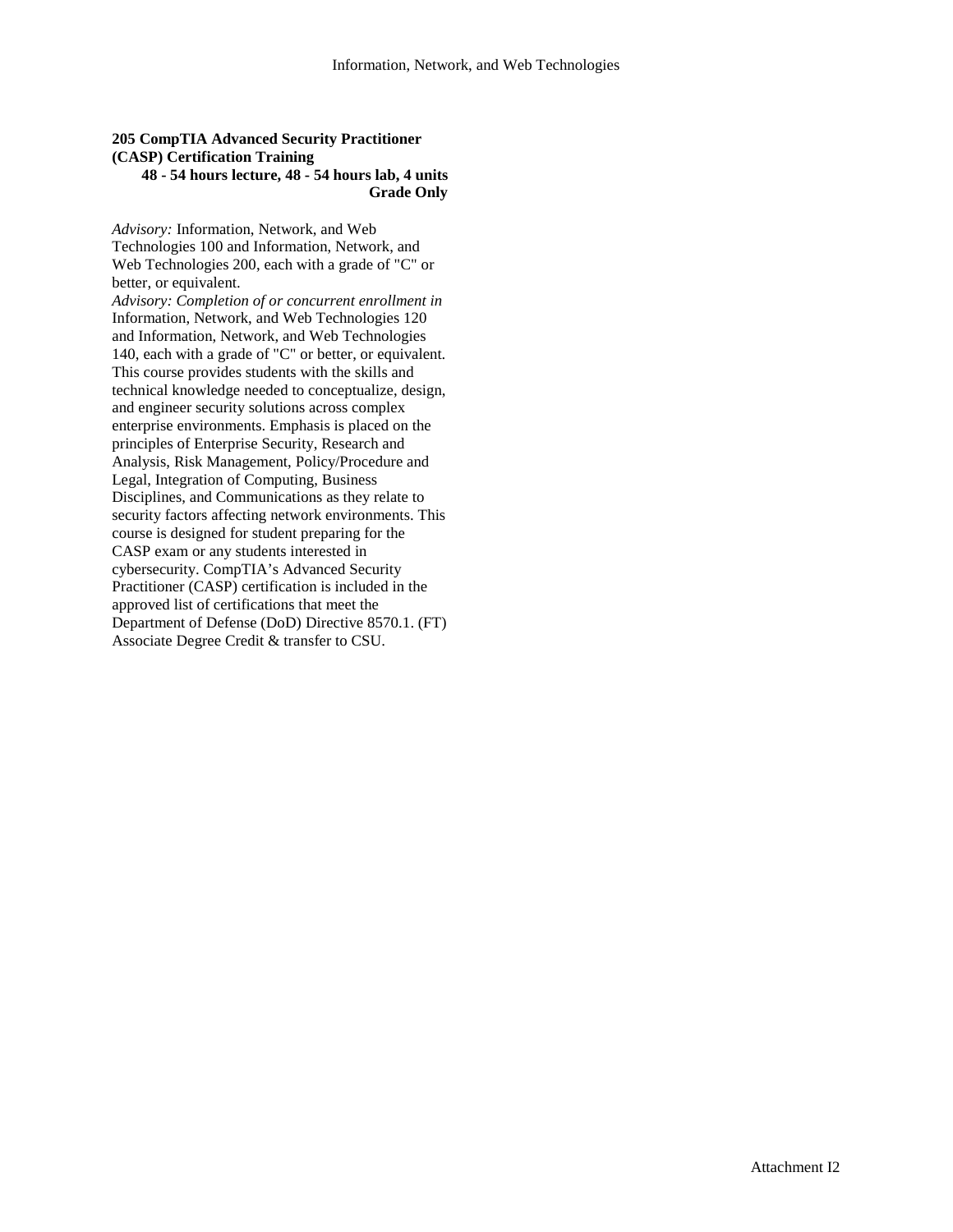**205 CompTIA Advanced Security Practitioner (CASP) Certification Training**

**48 - 54 hours lecture, 48 - 54 hours lab, 4 units**

**Grade Only**

*Advisory:* Information, Network, and Web Technologies 100 and Information, Network, and Web Technologies 200, each with a grade of "C" or better, or equivalent.

*Advisory: Completion of or concurrent enrollment in* Information, Network, and Web Technologies 120 and Information, Network, and Web Technologies 140, each with a grade of "C" or better, or equivalent.

This course provides students with the skills and technical knowledge needed to conceptualize, design, and engineer security solutions across complex enterprise environments. Emphasis is placed on the principles of Enterprise Security, Research and Analysis, Risk Management, Policy/Procedure and Legal, Integration of Computing, Business Disciplines, and Communications as they relate to security factors affecting network environments. This course is designed for student preparing for the CASP exam or any students interested in cybersecurity. CompTIA's Advanced Security Practitioner (CASP) certification is included in the approved list of certifications that meet the Department of Defense (DoD) Directive 8570.1. (FT)

Associate Degree Credit & transfer to CSU.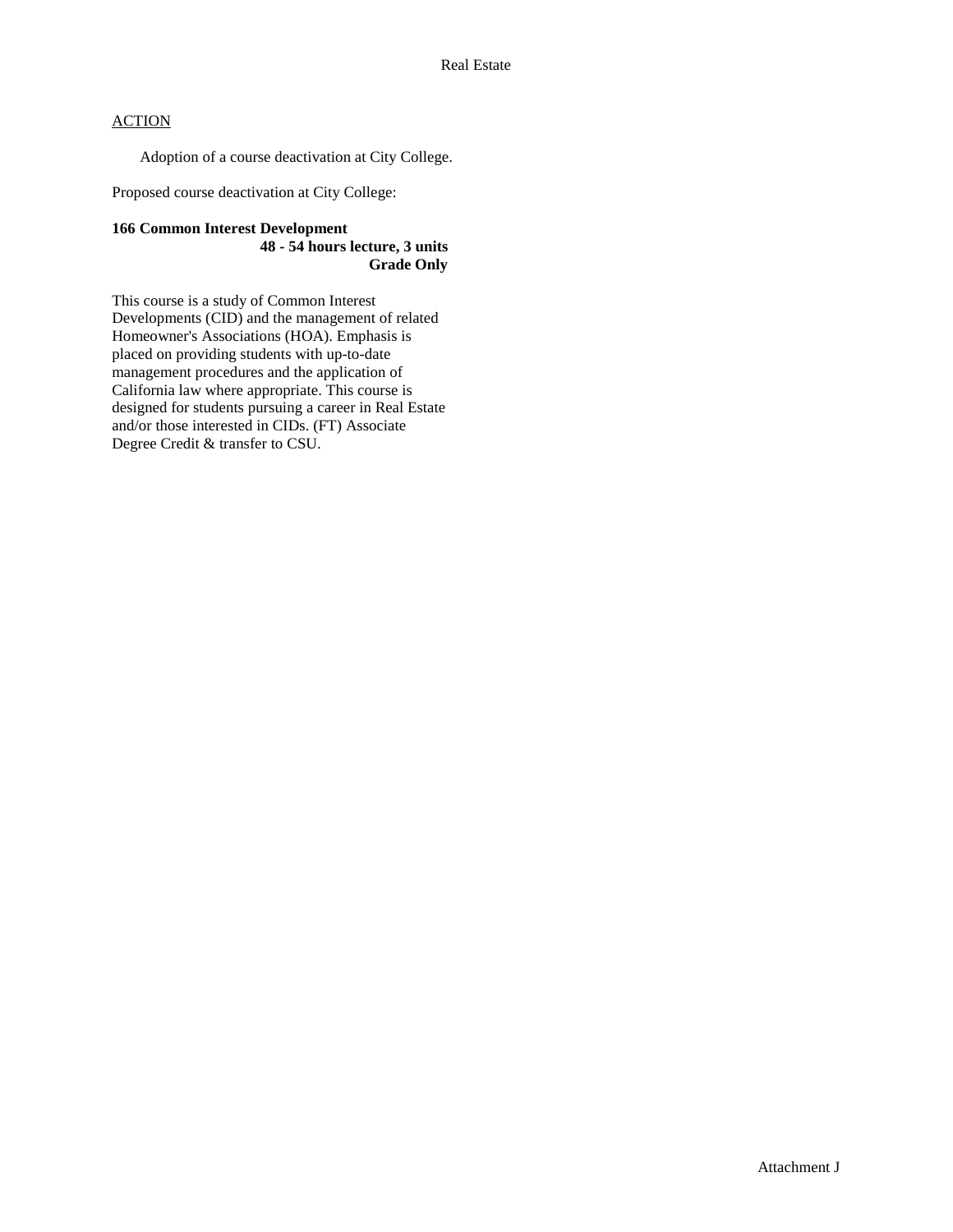Real Estate

ACTION

Adoption of a course deactivation at City College.

Proposed course deactivation at City College:

**166 Common Interest Development**
**48 - 54 hours lecture, 3 units**
**Grade Only**

This course is a study of Common Interest Developments (CID) and the management of related Homeowner's Associations (HOA). Emphasis is placed on providing students with up-to-date management procedures and the application of California law where appropriate. This course is designed for students pursuing a career in Real Estate and/or those interested in CIDs. (FT) Associate Degree Credit & transfer to CSU.

Attachment J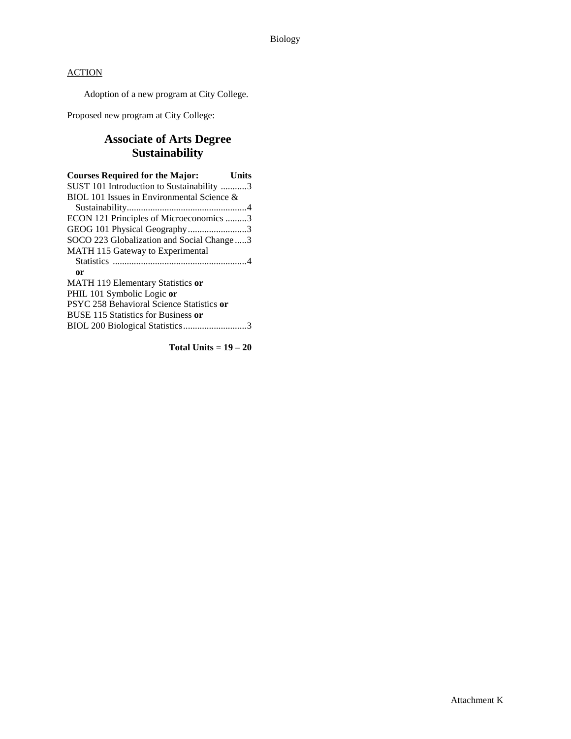ACTION

Adoption of a new program at City College.

Proposed new program at City College:

## Associate of Arts Degree
## Sustainability

| Courses Required for the Major: | Units |
|---|---|
| SUST 101 Introduction to Sustainability | 3 |
| BIOL 101 Issues in Environmental Science & Sustainability | 4 |
| ECON 121 Principles of Microeconomics | 3 |
| GEOG 101 Physical Geography | 3 |
| SOCO 223 Globalization and Social Change | 3 |
| MATH 115 Gateway to Experimental Statistics | 4 |
| **or** | |
| MATH 119 Elementary Statistics **or** PHIL 101 Symbolic Logic **or** PSYC 258 Behavioral Science Statistics **or** BUSE 115 Statistics for Business **or** BIOL 200 Biological Statistics | 3 |

**Total Units = 19 – 20**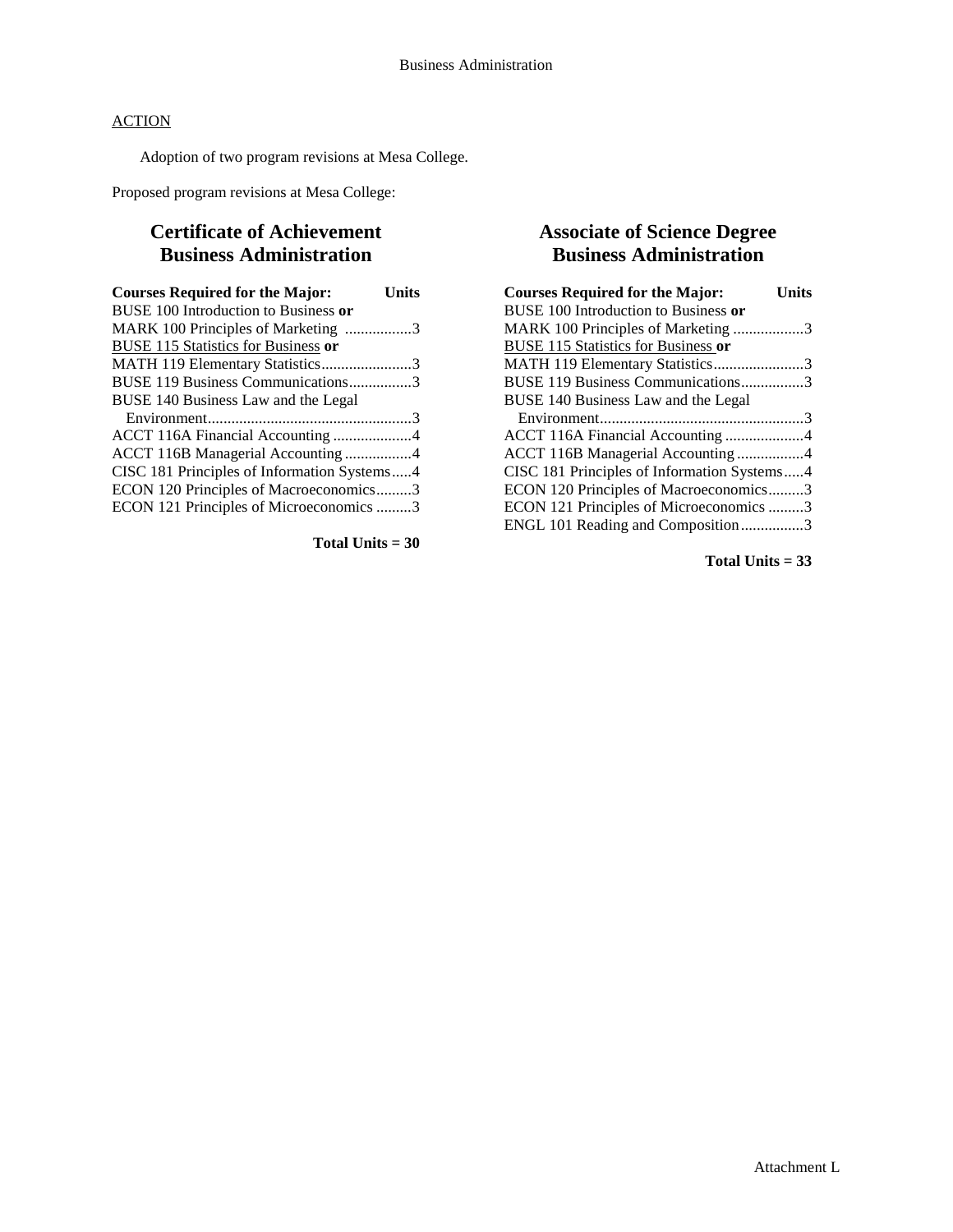ACTION

Adoption of two program revisions at Mesa College.

Proposed program revisions at Mesa College:

## Certificate of Achievement
## Business Administration

| Courses Required for the Major: | Units |
|---|---|
| BUSE 100 Introduction to Business **or** | |
| MARK 100 Principles of Marketing | 3 |
| BUSE 115 Statistics for Business **or** | |
| MATH 119 Elementary Statistics | 3 |
| BUSE 119 Business Communications | 3 |
| BUSE 140 Business Law and the Legal Environment | 3 |
| ACCT 116A Financial Accounting | 4 |
| ACCT 116B Managerial Accounting | 4 |
| CISC 181 Principles of Information Systems | 4 |
| ECON 120 Principles of Macroeconomics | 3 |
| ECON 121 Principles of Microeconomics | 3 |

**Total Units = 30**

## Associate of Science Degree
## Business Administration

| Courses Required for the Major: | Units |
|---|---|
| BUSE 100 Introduction to Business **or** | |
| MARK 100 Principles of Marketing | 3 |
| BUSE 115 Statistics for Business **or** | |
| MATH 119 Elementary Statistics | 3 |
| BUSE 119 Business Communications | 3 |
| BUSE 140 Business Law and the Legal Environment | 3 |
| ACCT 116A Financial Accounting | 4 |
| ACCT 116B Managerial Accounting | 4 |
| CISC 181 Principles of Information Systems | 4 |
| ECON 120 Principles of Macroeconomics | 3 |
| ECON 121 Principles of Microeconomics | 3 |
| ENGL 101 Reading and Composition | 3 |

**Total Units = 33**

Attachment L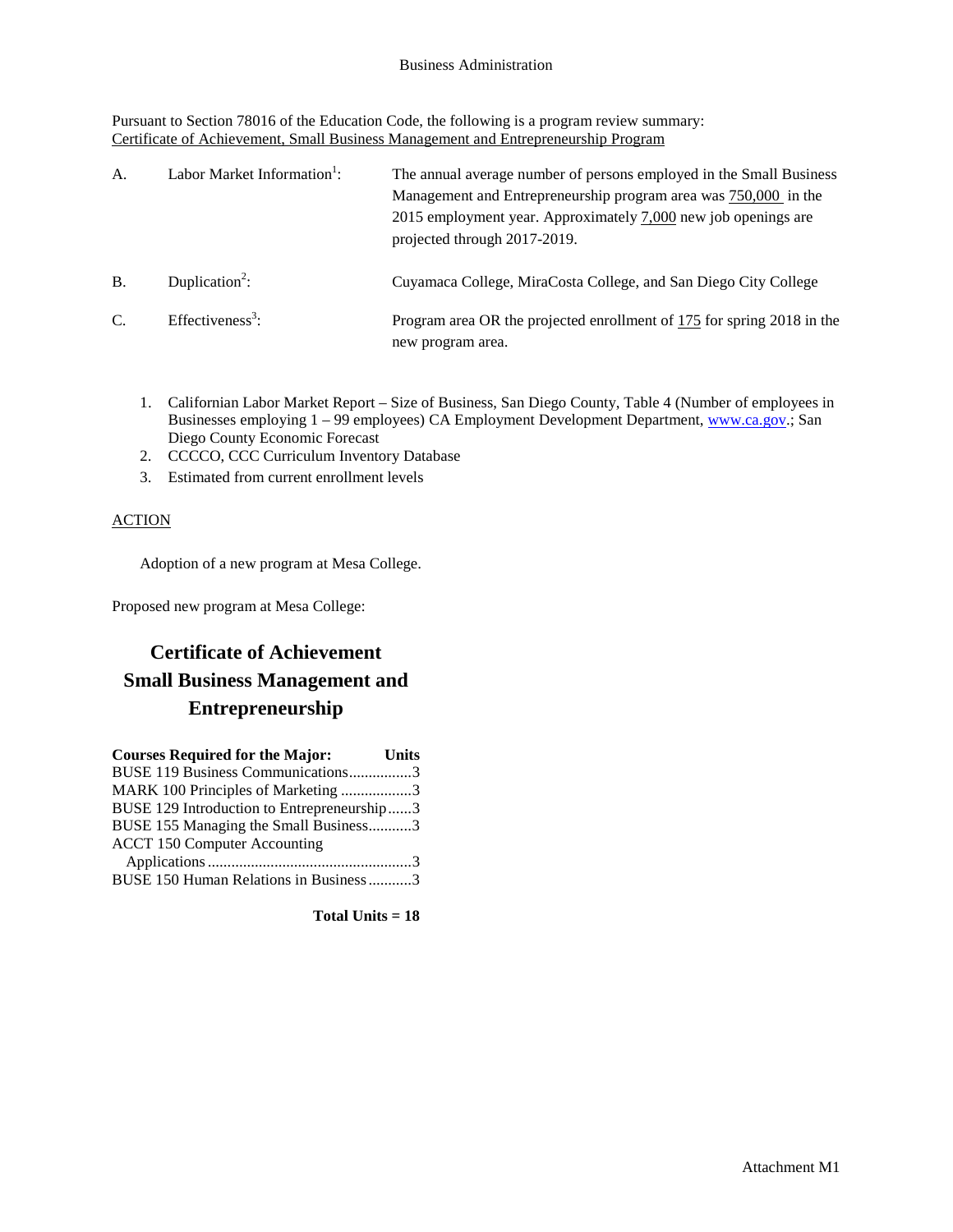Business Administration

Pursuant to Section 78016 of the Education Code, the following is a program review summary:
Certificate of Achievement, Small Business Management and Entrepreneurship Program

A. Labor Market Information[1]: The annual average number of persons employed in the Small Business Management and Entrepreneurship program area was 750,000 in the 2015 employment year. Approximately 7,000 new job openings are projected through 2017-2019.

B. Duplication[2]: Cuyamaca College, MiraCosta College, and San Diego City College

C. Effectiveness[3]: Program area OR the projected enrollment of 175 for spring 2018 in the new program area.

1. Californian Labor Market Report – Size of Business, San Diego County, Table 4 (Number of employees in Businesses employing 1 – 99 employees) CA Employment Development Department, www.ca.gov.; San Diego County Economic Forecast
2. CCCCO, CCC Curriculum Inventory Database
3. Estimated from current enrollment levels

ACTION

Adoption of a new program at Mesa College.

Proposed new program at Mesa College:

# Certificate of Achievement Small Business Management and Entrepreneurship

| **Courses Required for the Major:** | **Units** |
|---|---|
| BUSE 119 Business Communications | 3 |
| MARK 100 Principles of Marketing | 3 |
| BUSE 129 Introduction to Entrepreneurship | 3 |
| BUSE 155 Managing the Small Business | 3 |
| ACCT 150 Computer Accounting Applications | 3 |
| BUSE 150 Human Relations in Business | 3 |

**Total Units = 18**

Attachment M1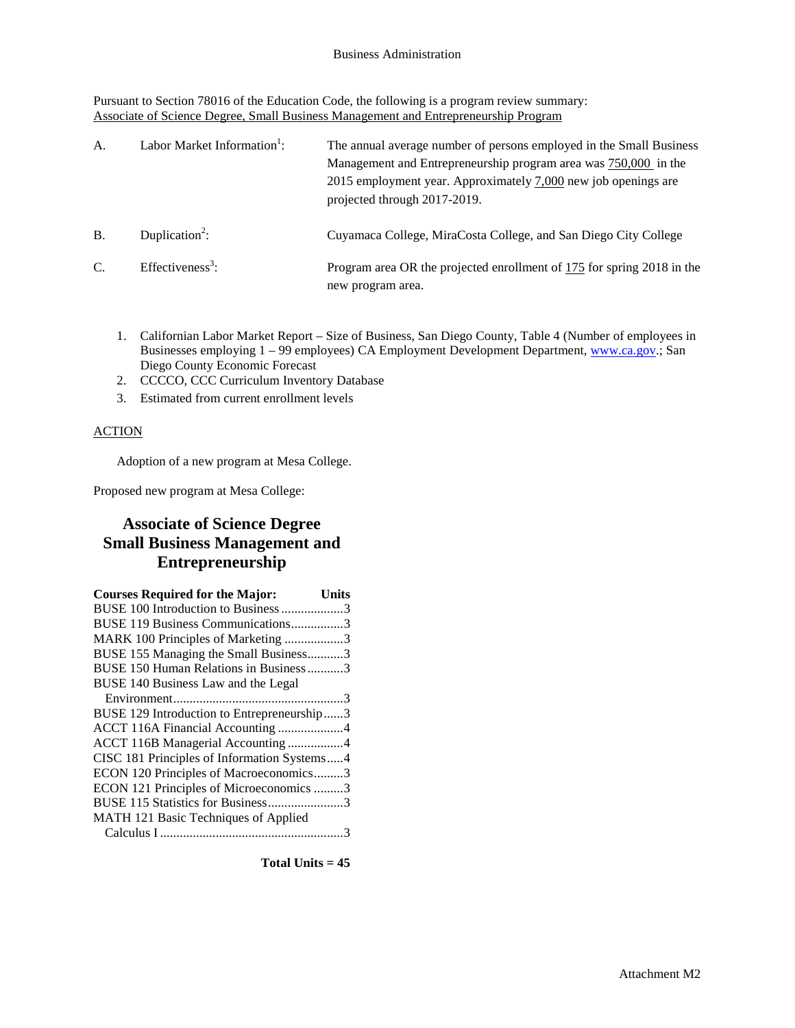Business Administration

Pursuant to Section 78016 of the Education Code, the following is a program review summary:
Associate of Science Degree, Small Business Management and Entrepreneurship Program

| | | |
|---|---|---|
| A. | Labor Market Information[1]: | The annual average number of persons employed in the Small Business Management and Entrepreneurship program area was 750,000 in the 2015 employment year. Approximately 7,000 new job openings are projected through 2017-2019. |
| B. | Duplication[2]: | Cuyamaca College, MiraCosta College, and San Diego City College |
| C. | Effectiveness[3]: | Program area OR the projected enrollment of 175 for spring 2018 in the new program area. |

1. Californian Labor Market Report – Size of Business, San Diego County, Table 4 (Number of employees in Businesses employing 1 – 99 employees) CA Employment Development Department, www.ca.gov.; San Diego County Economic Forecast
2. CCCCO, CCC Curriculum Inventory Database
3. Estimated from current enrollment levels

ACTION

Adoption of a new program at Mesa College.

Proposed new program at Mesa College:

## Associate of Science Degree Small Business Management and Entrepreneurship

| Courses Required for the Major: | Units |
|---|---|
| BUSE 100 Introduction to Business | 3 |
| BUSE 119 Business Communications | 3 |
| MARK 100 Principles of Marketing | 3 |
| BUSE 155 Managing the Small Business | 3 |
| BUSE 150 Human Relations in Business | 3 |
| BUSE 140 Business Law and the Legal Environment | 3 |
| BUSE 129 Introduction to Entrepreneurship | 3 |
| ACCT 116A Financial Accounting | 4 |
| ACCT 116B Managerial Accounting | 4 |
| CISC 181 Principles of Information Systems | 4 |
| ECON 120 Principles of Macroeconomics | 3 |
| ECON 121 Principles of Microeconomics | 3 |
| BUSE 115 Statistics for Business | 3 |
| MATH 121 Basic Techniques of Applied Calculus I | 3 |

**Total Units = 45**

Attachment M2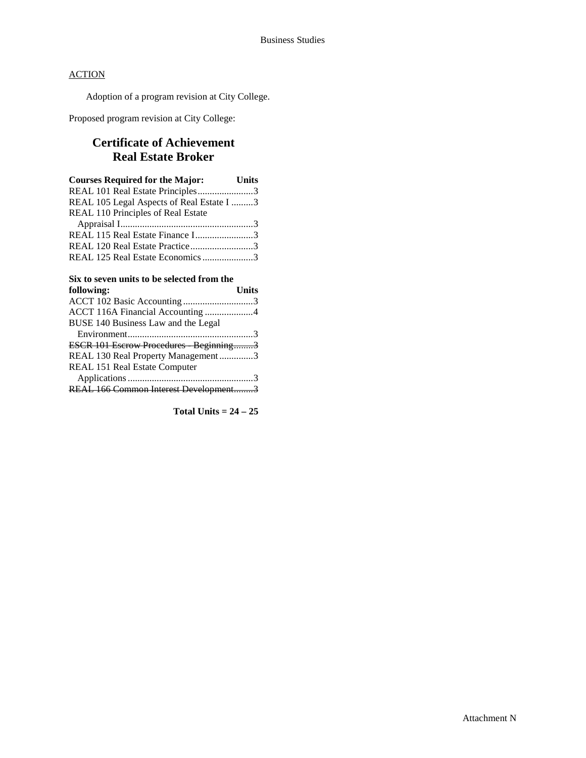ACTION

Adoption of a program revision at City College.

Proposed program revision at City College:

## Certificate of Achievement
## Real Estate Broker

| Courses Required for the Major: | Units |
| --- | --- |
| REAL 101 Real Estate Principles | 3 |
| REAL 105 Legal Aspects of Real Estate I | 3 |
| REAL 110 Principles of Real Estate Appraisal I | 3 |
| REAL 115 Real Estate Finance I | 3 |
| REAL 120 Real Estate Practice | 3 |
| REAL 125 Real Estate Economics | 3 |

| Six to seven units to be selected from the following: | Units |
| --- | --- |
| ACCT 102 Basic Accounting | 3 |
| ACCT 116A Financial Accounting | 4 |
| BUSE 140 Business Law and the Legal Environment | 3 |
| ~~ESCR 101 Escrow Procedures - Beginning~~ | ~~3~~ |
| REAL 130 Real Property Management | 3 |
| REAL 151 Real Estate Computer Applications | 3 |
| ~~REAL 166 Common Interest Development~~ | ~~3~~ |

**Total Units = 24 – 25**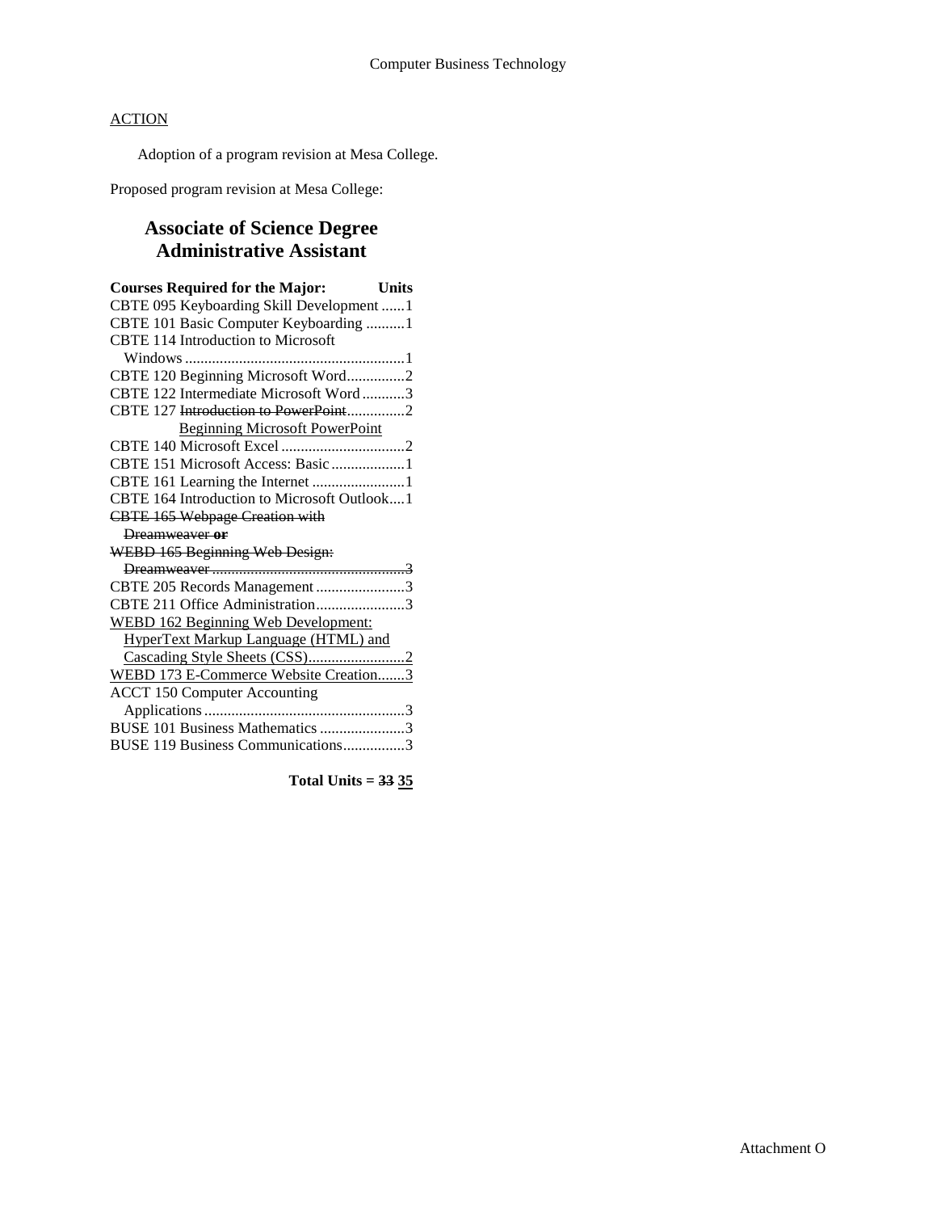ACTION

Adoption of a program revision at Mesa College.

Proposed program revision at Mesa College:

## Associate of Science Degree
## Administrative Assistant

| Courses Required for the Major: | Units |
|---|---|
| CBTE 095 Keyboarding Skill Development | 1 |
| CBTE 101 Basic Computer Keyboarding | 1 |
| CBTE 114 Introduction to Microsoft Windows | 1 |
| CBTE 120 Beginning Microsoft Word | 2 |
| CBTE 122 Intermediate Microsoft Word | 3 |
| CBTE 127 ~~Introduction to PowerPoint~~ <u>Beginning Microsoft PowerPoint</u> | 2 |
| CBTE 140 Microsoft Excel | 2 |
| CBTE 151 Microsoft Access: Basic | 1 |
| CBTE 161 Learning the Internet | 1 |
| CBTE 164 Introduction to Microsoft Outlook | 1 |
| ~~CBTE 165 Webpage Creation with Dreamweaver **or** WEBD 165 Beginning Web Design: Dreamweaver~~ | ~~3~~ |
| CBTE 205 Records Management | 3 |
| CBTE 211 Office Administration | 3 |
| <u>WEBD 162 Beginning Web Development: HyperText Markup Language (HTML) and Cascading Style Sheets (CSS)</u> | <u>2</u> |
| <u>WEBD 173 E-Commerce Website Creation</u> | <u>3</u> |
| ACCT 150 Computer Accounting Applications | 3 |
| BUSE 101 Business Mathematics | 3 |
| BUSE 119 Business Communications | 3 |

**Total Units = ~~33~~ <u>35</u>**

Attachment O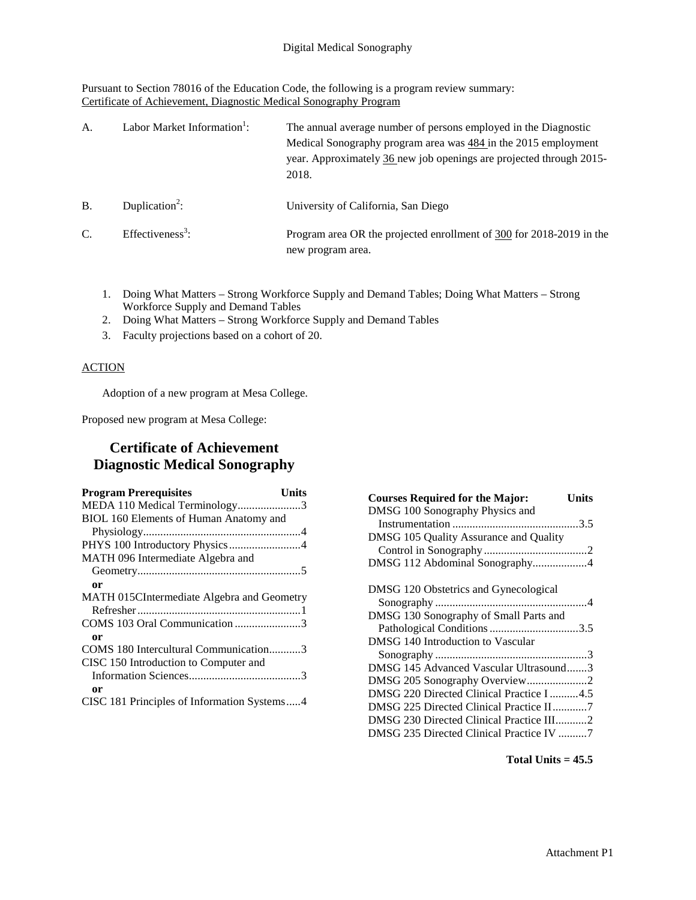Digital Medical Sonography

Pursuant to Section 78016 of the Education Code, the following is a program review summary:
Certificate of Achievement, Diagnostic Medical Sonography Program

| | | |
|---|---|---|
| A. | Labor Market Information[1]: | The annual average number of persons employed in the Diagnostic Medical Sonography program area was 484 in the 2015 employment year. Approximately 36 new job openings are projected through 2015-2018. |
| B. | Duplication[2]: | University of California, San Diego |
| C. | Effectiveness[3]: | Program area OR the projected enrollment of 300 for 2018-2019 in the new program area. |

1. Doing What Matters – Strong Workforce Supply and Demand Tables; Doing What Matters – Strong Workforce Supply and Demand Tables
2. Doing What Matters – Strong Workforce Supply and Demand Tables
3. Faculty projections based on a cohort of 20.

ACTION

Adoption of a new program at Mesa College.

Proposed new program at Mesa College:

## Certificate of Achievement
## Diagnostic Medical Sonography

| **Program Prerequisites** | **Units** |
|---|---|
| MEDA 110 Medical Terminology | 3 |
| BIOL 160 Elements of Human Anatomy and Physiology | 4 |
| PHYS 100 Introductory Physics | 4 |
| MATH 096 Intermediate Algebra and Geometry | 5 |
| **or** | |
| MATH 015CIntermediate Algebra and Geometry Refresher | 1 |
| COMS 103 Oral Communication | 3 |
| **or** | |
| COMS 180 Intercultural Communication | 3 |
| CISC 150 Introduction to Computer and Information Sciences | 3 |
| **or** | |
| CISC 181 Principles of Information Systems | 4 |

| **Courses Required for the Major:** | **Units** |
|---|---|
| DMSG 100 Sonography Physics and Instrumentation | 3.5 |
| DMSG 105 Quality Assurance and Quality Control in Sonography | 2 |
| DMSG 112 Abdominal Sonography | 4 |
| DMSG 120 Obstetrics and Gynecological Sonography | 4 |
| DMSG 130 Sonography of Small Parts and Pathological Conditions | 3.5 |
| DMSG 140 Introduction to Vascular Sonography | 3 |
| DMSG 145 Advanced Vascular Ultrasound | 3 |
| DMSG 205 Sonography Overview | 2 |
| DMSG 220 Directed Clinical Practice I | 4.5 |
| DMSG 225 Directed Clinical Practice II | 7 |
| DMSG 230 Directed Clinical Practice III | 2 |
| DMSG 235 Directed Clinical Practice IV | 7 |

**Total Units = 45.5**

Attachment P1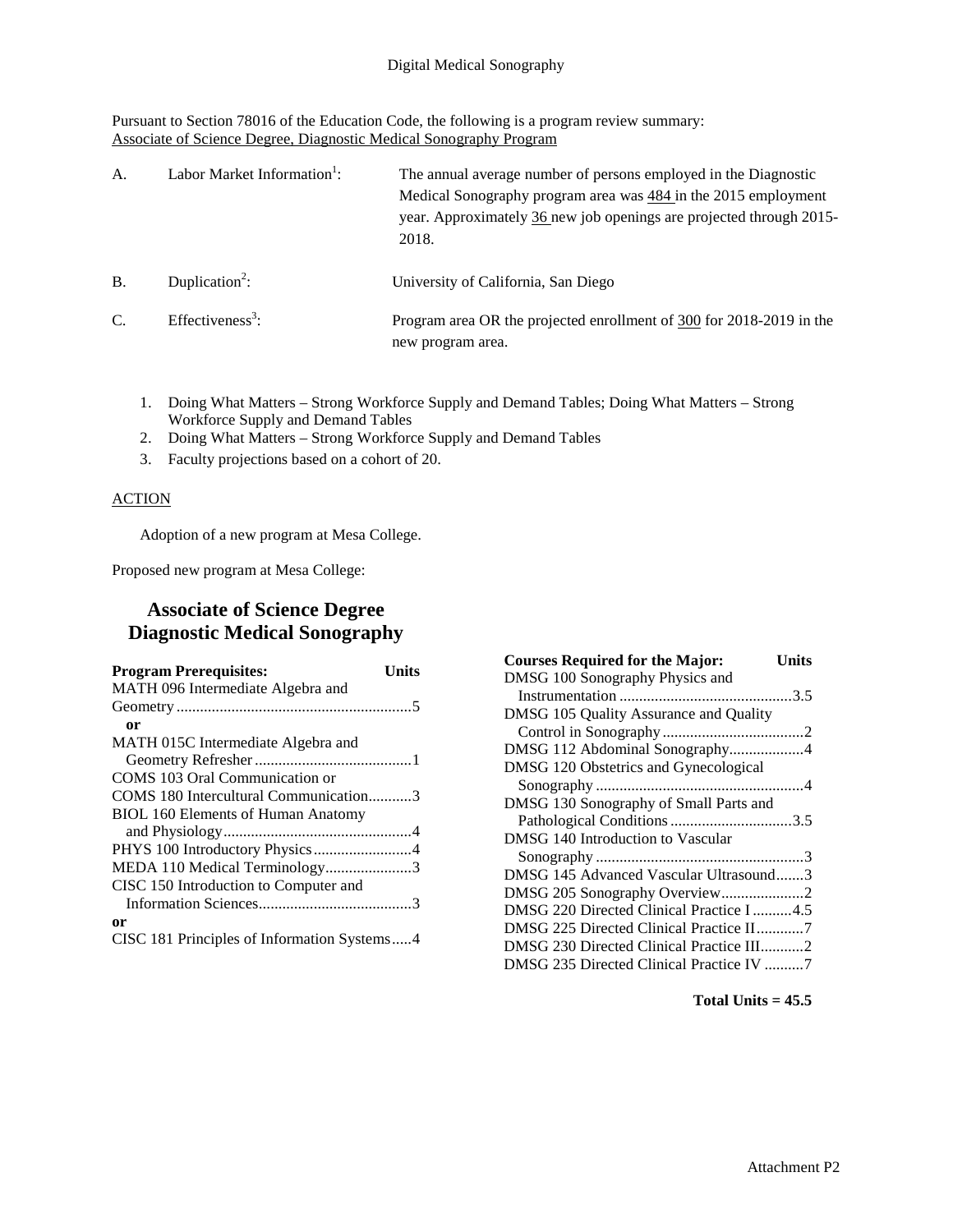# Digital Medical Sonography

Pursuant to Section 78016 of the Education Code, the following is a program review summary:
Associate of Science Degree, Diagnostic Medical Sonography Program

A. Labor Market Information[1]: The annual average number of persons employed in the Diagnostic Medical Sonography program area was 484 in the 2015 employment year. Approximately 36 new job openings are projected through 2015-2018.

B. Duplication[2]: University of California, San Diego

C. Effectiveness[3]: Program area OR the projected enrollment of 300 for 2018-2019 in the new program area.

1. Doing What Matters – Strong Workforce Supply and Demand Tables; Doing What Matters – Strong Workforce Supply and Demand Tables
2. Doing What Matters – Strong Workforce Supply and Demand Tables
3. Faculty projections based on a cohort of 20.

ACTION

Adoption of a new program at Mesa College.

Proposed new program at Mesa College:

## Associate of Science Degree Diagnostic Medical Sonography

| Program Prerequisites: | Units |
|---|---|
| MATH 096 Intermediate Algebra and Geometry | 5 |
| **or** | |
| MATH 015C Intermediate Algebra and Geometry Refresher | 1 |
| COMS 103 Oral Communication or COMS 180 Intercultural Communication | 3 |
| BIOL 160 Elements of Human Anatomy and Physiology | 4 |
| PHYS 100 Introductory Physics | 4 |
| MEDA 110 Medical Terminology | 3 |
| CISC 150 Introduction to Computer and Information Sciences | 3 |
| **or** | |
| CISC 181 Principles of Information Systems | 4 |

| Courses Required for the Major: | Units |
|---|---|
| DMSG 100 Sonography Physics and Instrumentation | 3.5 |
| DMSG 105 Quality Assurance and Quality Control in Sonography | 2 |
| DMSG 112 Abdominal Sonography | 4 |
| DMSG 120 Obstetrics and Gynecological Sonography | 4 |
| DMSG 130 Sonography of Small Parts and Pathological Conditions | 3.5 |
| DMSG 140 Introduction to Vascular Sonography | 3 |
| DMSG 145 Advanced Vascular Ultrasound | 3 |
| DMSG 205 Sonography Overview | 2 |
| DMSG 220 Directed Clinical Practice I | 4.5 |
| DMSG 225 Directed Clinical Practice II | 7 |
| DMSG 230 Directed Clinical Practice III | 2 |
| DMSG 235 Directed Clinical Practice IV | 7 |

**Total Units = 45.5**

Attachment P2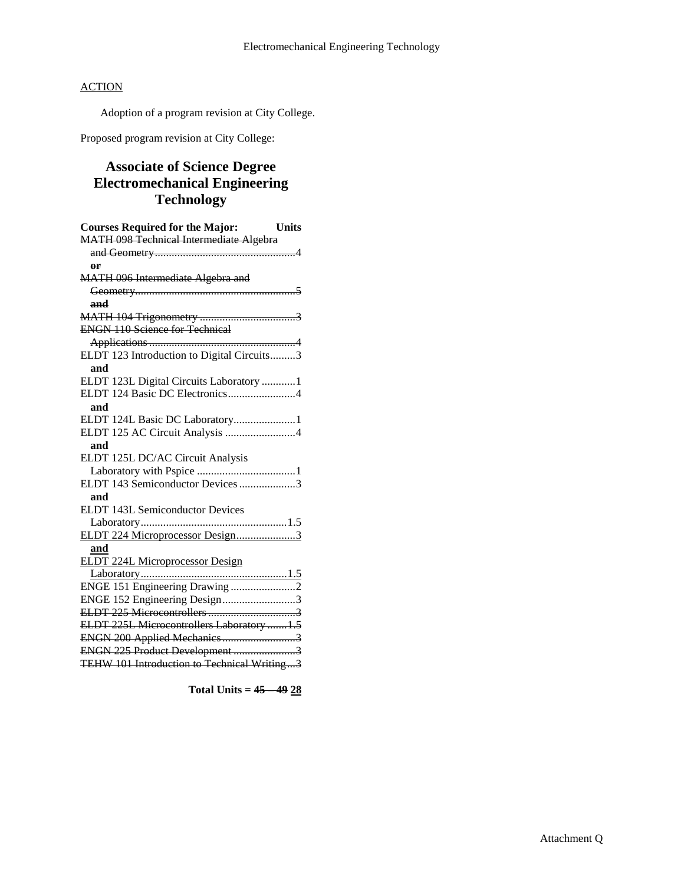ACTION

Adoption of a program revision at City College.

Proposed program revision at City College:

## Associate of Science Degree Electromechanical Engineering Technology

| Courses Required for the Major: | Units |
|---|---|
| ~~MATH 098 Technical Intermediate Algebra and Geometry~~ | ~~4~~ |
| ~~**or**~~ | |
| ~~MATH 096 Intermediate Algebra and Geometry~~ | ~~5~~ |
| ~~**and**~~ | |
| ~~MATH 104 Trigonometry~~ | ~~3~~ |
| ~~ENGN 110 Science for Technical Applications~~ | ~~4~~ |
| ELDT 123 Introduction to Digital Circuits | 3 |
| **and** | |
| ELDT 123L Digital Circuits Laboratory | 1 |
| ELDT 124 Basic DC Electronics | 4 |
| **and** | |
| ELDT 124L Basic DC Laboratory | 1 |
| ELDT 125 AC Circuit Analysis | 4 |
| **and** | |
| ELDT 125L DC/AC Circuit Analysis Laboratory with Pspice | 1 |
| ELDT 143 Semiconductor Devices | 3 |
| **and** | |
| ELDT 143L Semiconductor Devices Laboratory | 1.5 |
| <u>ELDT 224 Microprocessor Design</u> | <u>3</u> |
| <u>**and**</u> | |
| <u>ELDT 224L Microprocessor Design Laboratory</u> | <u>1.5</u> |
| ENGE 151 Engineering Drawing | 2 |
| ENGE 152 Engineering Design | 3 |
| ~~ELDT 225 Microcontrollers~~ | ~~3~~ |
| ~~ELDT 225L Microcontrollers Laboratory~~ | ~~1.5~~ |
| ~~ENGN 200 Applied Mechanics~~ | ~~3~~ |
| ~~ENGN 225 Product Development~~ | ~~3~~ |
| ~~TEHW 101 Introduction to Technical Writing~~ | ~~3~~ |

**Total Units = ~~45 – 49~~ <u>28</u>**

Attachment Q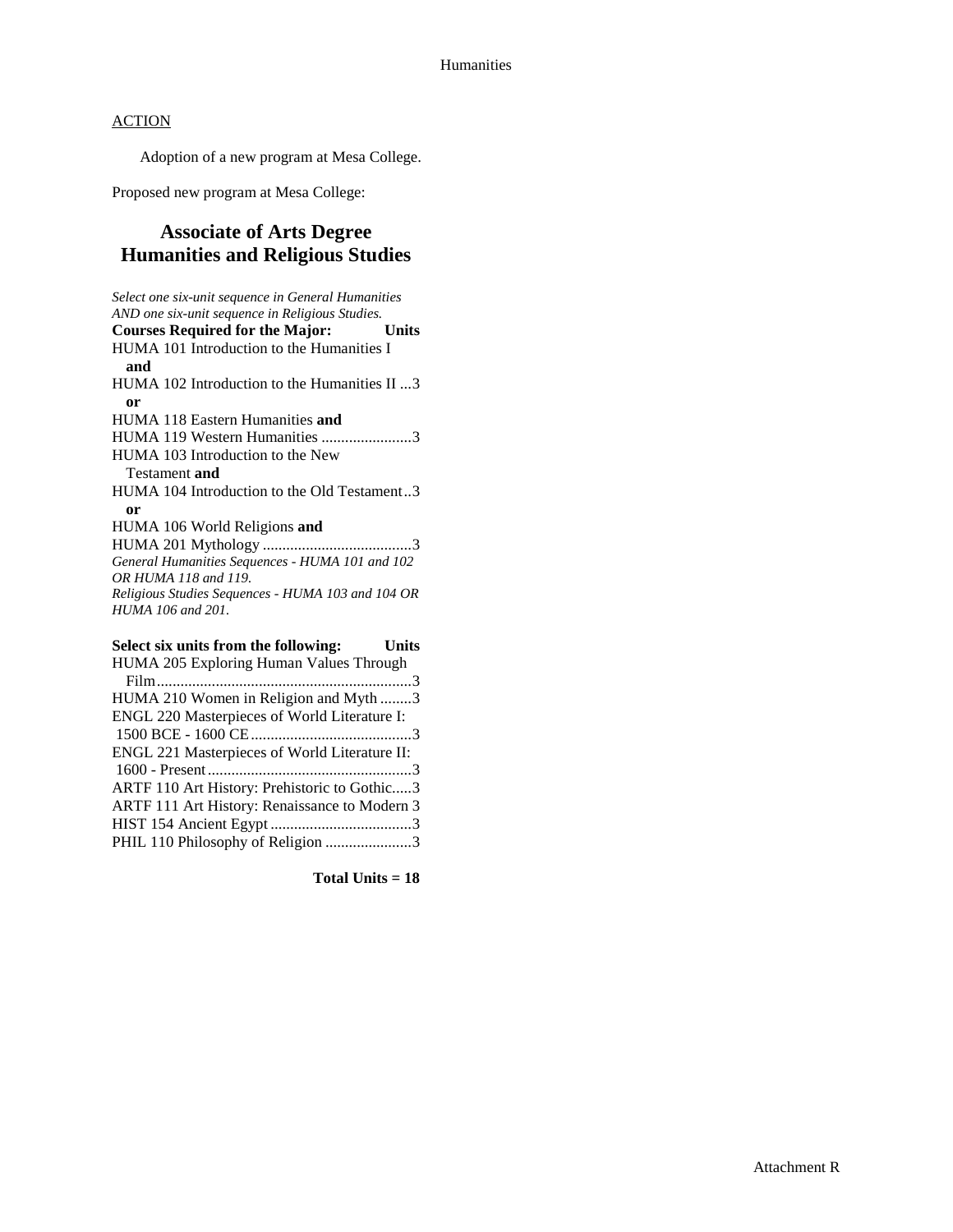ACTION

Adoption of a new program at Mesa College.

Proposed new program at Mesa College:

## Associate of Arts Degree
## Humanities and Religious Studies

*Select one six-unit sequence in General Humanities AND one six-unit sequence in Religious Studies.*

**Courses Required for the Major: Units**

HUMA 101 Introduction to the Humanities I
**and**
HUMA 102 Introduction to the Humanities II ...3
**or**
HUMA 118 Eastern Humanities **and**
HUMA 119 Western Humanities .......................3
HUMA 103 Introduction to the New Testament **and**
HUMA 104 Introduction to the Old Testament..3
**or**
HUMA 106 World Religions **and**
HUMA 201 Mythology ......................................3

*General Humanities Sequences - HUMA 101 and 102 OR HUMA 118 and 119.*
*Religious Studies Sequences - HUMA 103 and 104 OR HUMA 106 and 201.*

**Select six units from the following: Units**

HUMA 205 Exploring Human Values Through Film.................................................................3
HUMA 210 Women in Religion and Myth ........3
ENGL 220 Masterpieces of World Literature I: 1500 BCE - 1600 CE.........................................3
ENGL 221 Masterpieces of World Literature II: 1600 - Present....................................................3
ARTF 110 Art History: Prehistoric to Gothic.....3
ARTF 111 Art History: Renaissance to Modern 3
HIST 154 Ancient Egypt ....................................3
PHIL 110 Philosophy of Religion ......................3

**Total Units = 18**